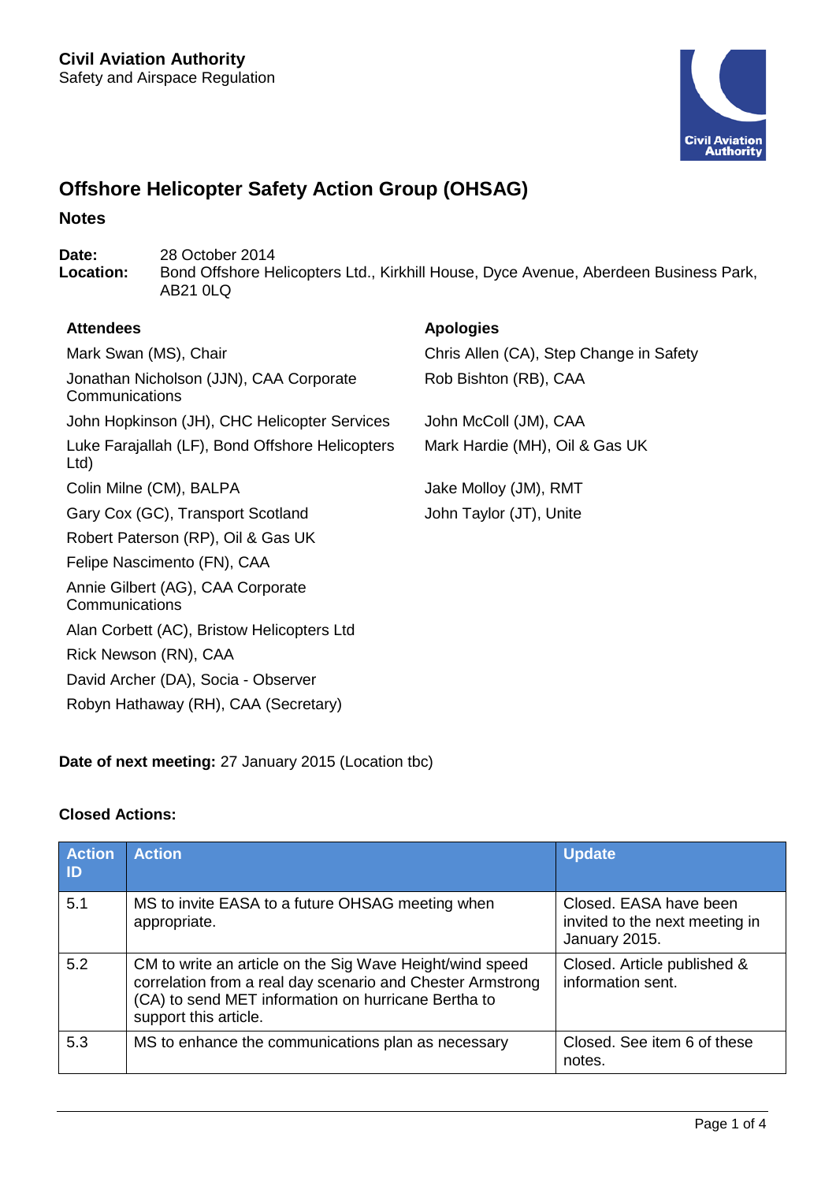**Civil Aviation Authority**
Safety and Airspace Regulation

# Offshore Helicopter Safety Action Group (OHSAG)

## Notes

**Date:** 28 October 2014
**Location:** Bond Offshore Helicopters Ltd., Kirkhill House, Dyce Avenue, Aberdeen Business Park, AB21 0LQ

| Attendees | Apologies |
|---|---|
| Mark Swan (MS), Chair | Chris Allen (CA), Step Change in Safety |
| Jonathan Nicholson (JJN), CAA Corporate Communications | Rob Bishton (RB), CAA |
| John Hopkinson (JH), CHC Helicopter Services | John McColl (JM), CAA |
| Luke Farajallah (LF), Bond Offshore Helicopters Ltd) | Mark Hardie (MH), Oil & Gas UK |
| Colin Milne (CM), BALPA | Jake Molloy (JM), RMT |
| Gary Cox (GC), Transport Scotland | John Taylor (JT), Unite |
| Robert Paterson (RP), Oil & Gas UK | |
| Felipe Nascimento (FN), CAA | |
| Annie Gilbert (AG), CAA Corporate Communications | |
| Alan Corbett (AC), Bristow Helicopters Ltd | |
| Rick Newson (RN), CAA | |
| David Archer (DA), Socia - Observer | |
| Robyn Hathaway (RH), CAA (Secretary) | |

**Date of next meeting:** 27 January 2015 (Location tbc)

**Closed Actions:**

| Action ID | Action | Update |
|---|---|---|
| 5.1 | MS to invite EASA to a future OHSAG meeting when appropriate. | Closed. EASA have been invited to the next meeting in January 2015. |
| 5.2 | CM to write an article on the Sig Wave Height/wind speed correlation from a real day scenario and Chester Armstrong (CA) to send MET information on hurricane Bertha to support this article. | Closed. Article published & information sent. |
| 5.3 | MS to enhance the communications plan as necessary | Closed. See item 6 of these notes. |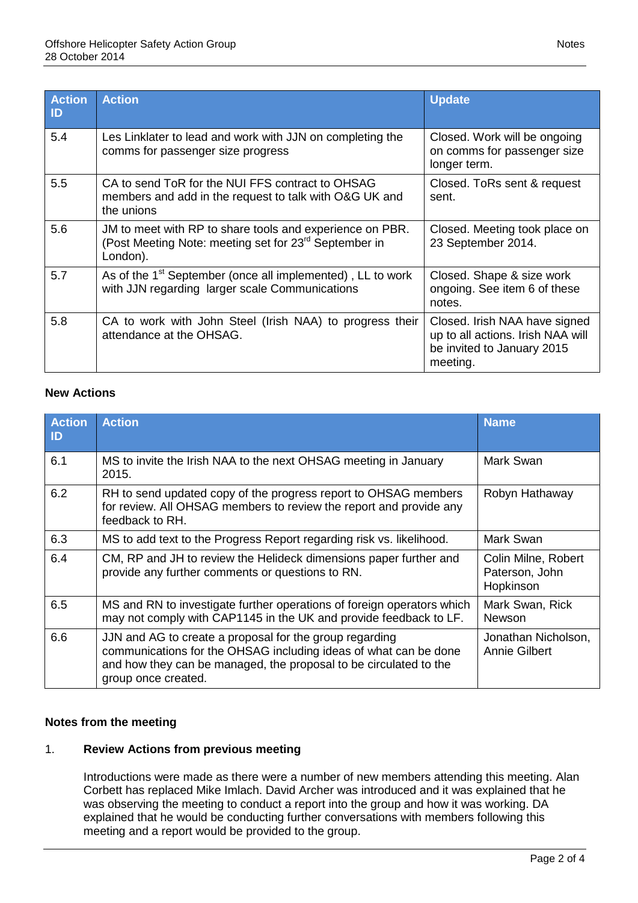| Action ID | Action | Update |
|---|---|---|
| 5.4 | Les Linklater to lead and work with JJN on completing the comms for passenger size progress | Closed. Work will be ongoing on comms for passenger size longer term. |
| 5.5 | CA to send ToR for the NUI FFS contract to OHSAG members and add in the request to talk with O&G UK and the unions | Closed. ToRs sent & request sent. |
| 5.6 | JM to meet with RP to share tools and experience on PBR. (Post Meeting Note: meeting set for 23rd September in London). | Closed. Meeting took place on 23 September 2014. |
| 5.7 | As of the 1st September (once all implemented) , LL to work with JJN regarding larger scale Communications | Closed. Shape & size work ongoing. See item 6 of these notes. |
| 5.8 | CA to work with John Steel (Irish NAA) to progress their attendance at the OHSAG. | Closed. Irish NAA have signed up to all actions. Irish NAA will be invited to January 2015 meeting. |

**New Actions**

| Action ID | Action | Name |
|---|---|---|
| 6.1 | MS to invite the Irish NAA to the next OHSAG meeting in January 2015. | Mark Swan |
| 6.2 | RH to send updated copy of the progress report to OHSAG members for review. All OHSAG members to review the report and provide any feedback to RH. | Robyn Hathaway |
| 6.3 | MS to add text to the Progress Report regarding risk vs. likelihood. | Mark Swan |
| 6.4 | CM, RP and JH to review the Helideck dimensions paper further and provide any further comments or questions to RN. | Colin Milne, Robert Paterson, John Hopkinson |
| 6.5 | MS and RN to investigate further operations of foreign operators which may not comply with CAP1145 in the UK and provide feedback to LF. | Mark Swan, Rick Newson |
| 6.6 | JJN and AG to create a proposal for the group regarding communications for the OHSAG including ideas of what can be done and how they can be managed, the proposal to be circulated to the group once created. | Jonathan Nicholson, Annie Gilbert |

**Notes from the meeting**

1. **Review Actions from previous meeting**

   Introductions were made as there were a number of new members attending this meeting. Alan Corbett has replaced Mike Imlach. David Archer was introduced and it was explained that he was observing the meeting to conduct a report into the group and how it was working. DA explained that he would be conducting further conversations with members following this meeting and a report would be provided to the group.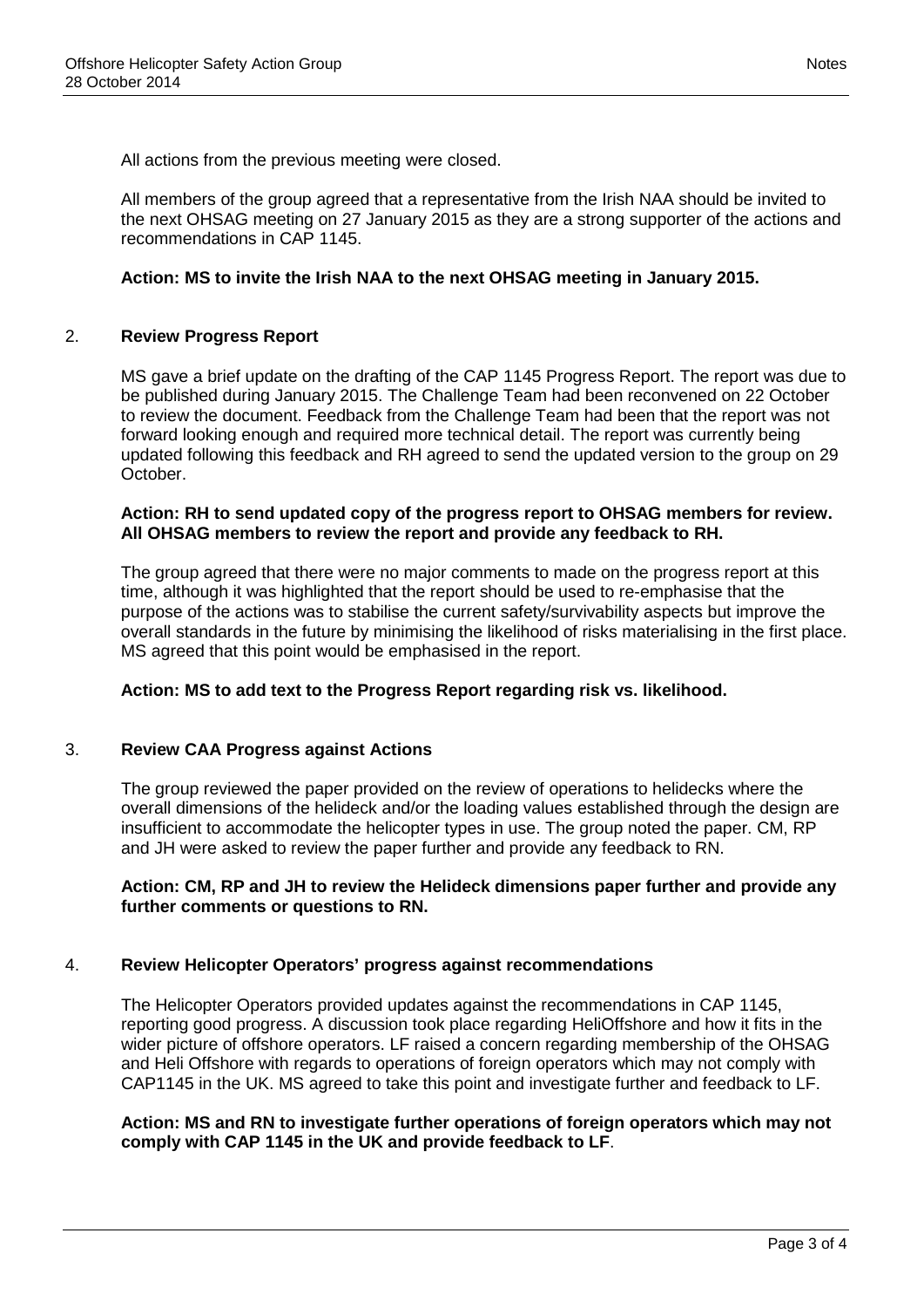All actions from the previous meeting were closed.

All members of the group agreed that a representative from the Irish NAA should be invited to the next OHSAG meeting on 27 January 2015 as they are a strong supporter of the actions and recommendations in CAP 1145.

**Action: MS to invite the Irish NAA to the next OHSAG meeting in January 2015.**

## 2. Review Progress Report

MS gave a brief update on the drafting of the CAP 1145 Progress Report. The report was due to be published during January 2015. The Challenge Team had been reconvened on 22 October to review the document. Feedback from the Challenge Team had been that the report was not forward looking enough and required more technical detail. The report was currently being updated following this feedback and RH agreed to send the updated version to the group on 29 October.

**Action: RH to send updated copy of the progress report to OHSAG members for review. All OHSAG members to review the report and provide any feedback to RH.**

The group agreed that there were no major comments to made on the progress report at this time, although it was highlighted that the report should be used to re-emphasise that the purpose of the actions was to stabilise the current safety/survivability aspects but improve the overall standards in the future by minimising the likelihood of risks materialising in the first place. MS agreed that this point would be emphasised in the report.

**Action: MS to add text to the Progress Report regarding risk vs. likelihood.**

## 3. Review CAA Progress against Actions

The group reviewed the paper provided on the review of operations to helidecks where the overall dimensions of the helideck and/or the loading values established through the design are insufficient to accommodate the helicopter types in use. The group noted the paper. CM, RP and JH were asked to review the paper further and provide any feedback to RN.

**Action: CM, RP and JH to review the Helideck dimensions paper further and provide any further comments or questions to RN.**

## 4. Review Helicopter Operators' progress against recommendations

The Helicopter Operators provided updates against the recommendations in CAP 1145, reporting good progress. A discussion took place regarding HeliOffshore and how it fits in the wider picture of offshore operators. LF raised a concern regarding membership of the OHSAG and Heli Offshore with regards to operations of foreign operators which may not comply with CAP1145 in the UK. MS agreed to take this point and investigate further and feedback to LF.

**Action: MS and RN to investigate further operations of foreign operators which may not comply with CAP 1145 in the UK and provide feedback to LF**.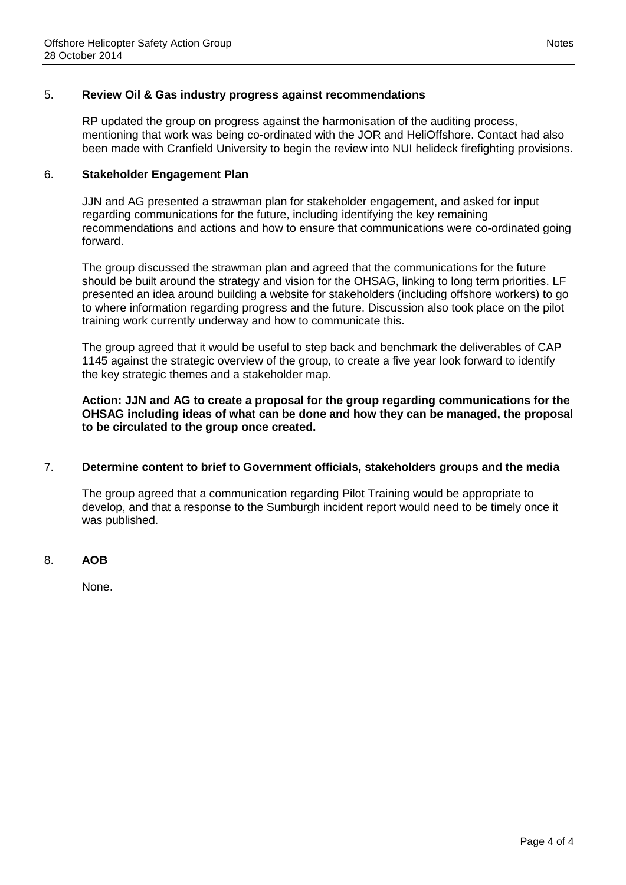## 5. **Review Oil & Gas industry progress against recommendations**

RP updated the group on progress against the harmonisation of the auditing process, mentioning that work was being co-ordinated with the JOR and HeliOffshore. Contact had also been made with Cranfield University to begin the review into NUI helideck firefighting provisions.

## 6. **Stakeholder Engagement Plan**

JJN and AG presented a strawman plan for stakeholder engagement, and asked for input regarding communications for the future, including identifying the key remaining recommendations and actions and how to ensure that communications were co-ordinated going forward.

The group discussed the strawman plan and agreed that the communications for the future should be built around the strategy and vision for the OHSAG, linking to long term priorities. LF presented an idea around building a website for stakeholders (including offshore workers) to go to where information regarding progress and the future. Discussion also took place on the pilot training work currently underway and how to communicate this.

The group agreed that it would be useful to step back and benchmark the deliverables of CAP 1145 against the strategic overview of the group, to create a five year look forward to identify the key strategic themes and a stakeholder map.

**Action: JJN and AG to create a proposal for the group regarding communications for the OHSAG including ideas of what can be done and how they can be managed, the proposal to be circulated to the group once created.**

## 7. **Determine content to brief to Government officials, stakeholders groups and the media**

The group agreed that a communication regarding Pilot Training would be appropriate to develop, and that a response to the Sumburgh incident report would need to be timely once it was published.

## 8. **AOB**

None.